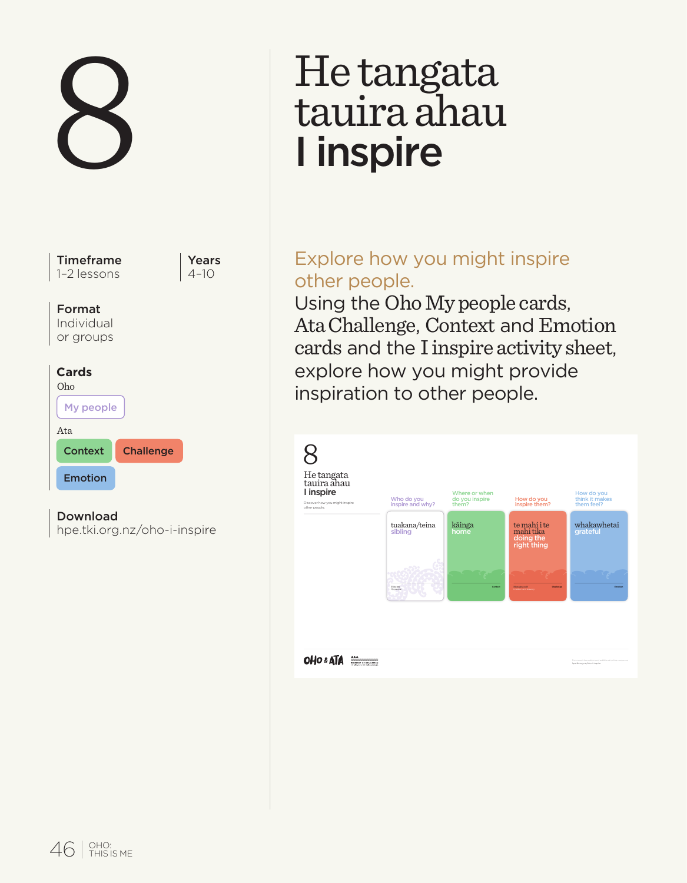# 8

# He tangata tauira ahau
# I inspire

**Timeframe**
1–2 lessons

**Years**
4–10

**Format**
Individual or groups

**Cards**

Oho

- My people

Ata

- Context
- Challenge
- Emotion

**Download**
hpe.tki.org.nz/oho-i-inspire

## Explore how you might inspire other people.

Using the Oho My people cards, Ata Challenge, Context and Emotion cards and the I inspire activity sheet, explore how you might provide inspiration to other people.

8

He tangata tauira ahau
I inspire

Discover how you might inspire other people.

| Who do you inspire and why? | Where or when do you inspire them? | How do you inspire them? | How do you think it makes them feel? |
| --- | --- | --- | --- |
| tuakana/teina sibling | kāinga home | te mahi i te mahi tika doing the right thing | whakawhetai grateful |

OHO & ATA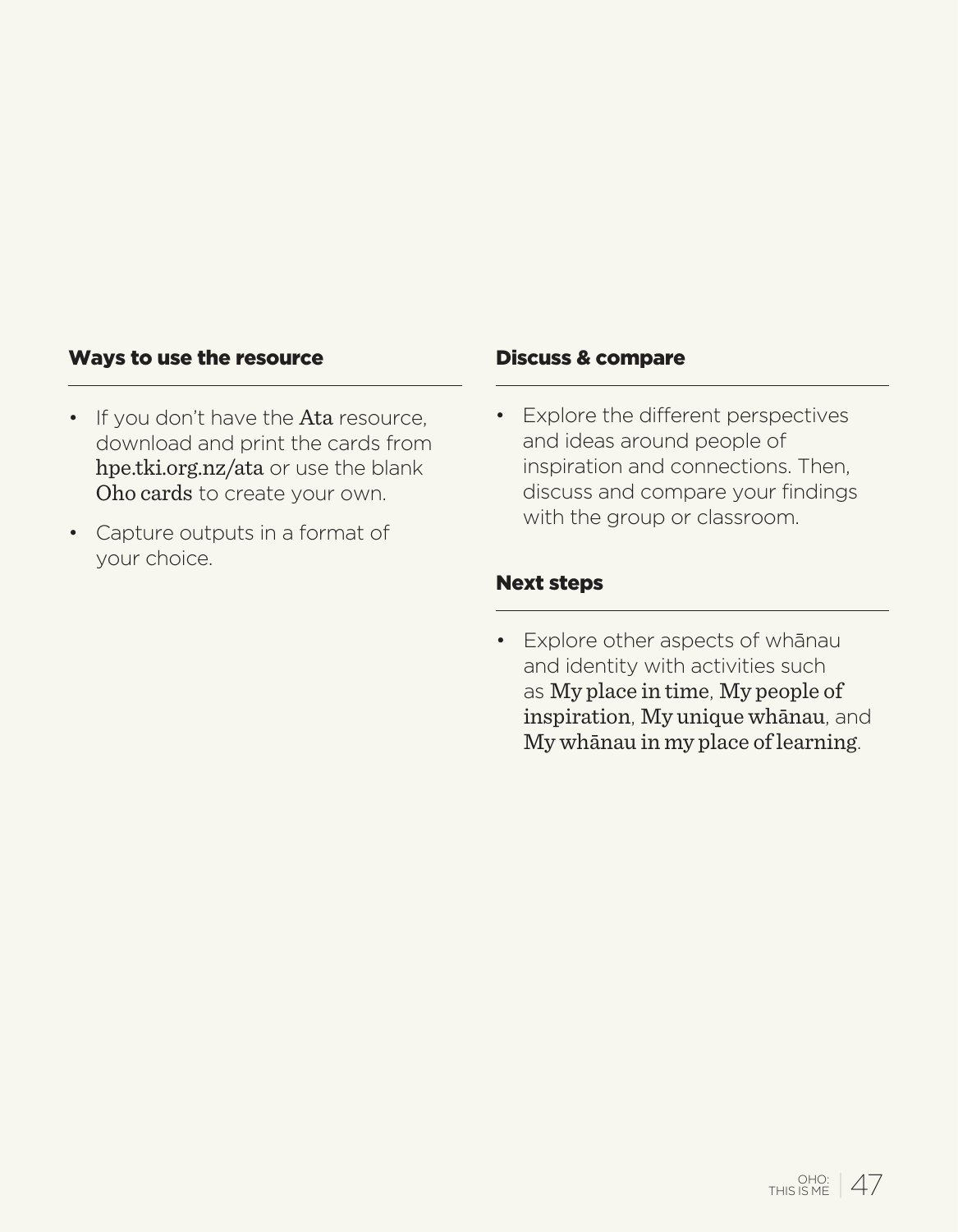## Ways to use the resource

- If you don't have the Ata resource, download and print the cards from hpe.tki.org.nz/ata or use the blank Oho cards to create your own.
- Capture outputs in a format of your choice.

## Discuss & compare

- Explore the different perspectives and ideas around people of inspiration and connections. Then, discuss and compare your findings with the group or classroom.

## Next steps

- Explore other aspects of whānau and identity with activities such as My place in time, My people of inspiration, My unique whānau, and My whānau in my place of learning.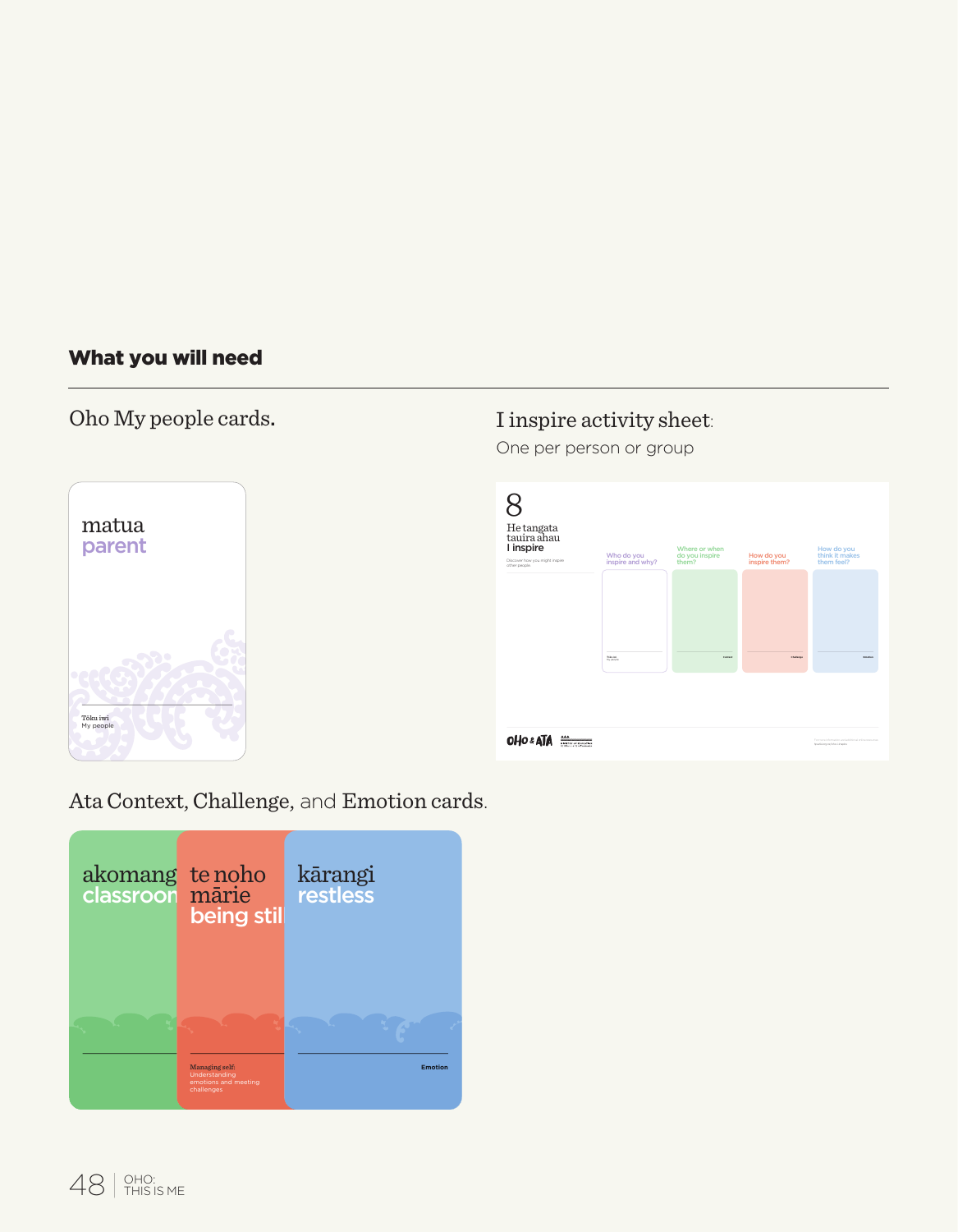## What you will need

Oho My people cards.

I inspire activity sheet:

One per person or group

Ata Context, Challenge, and Emotion cards.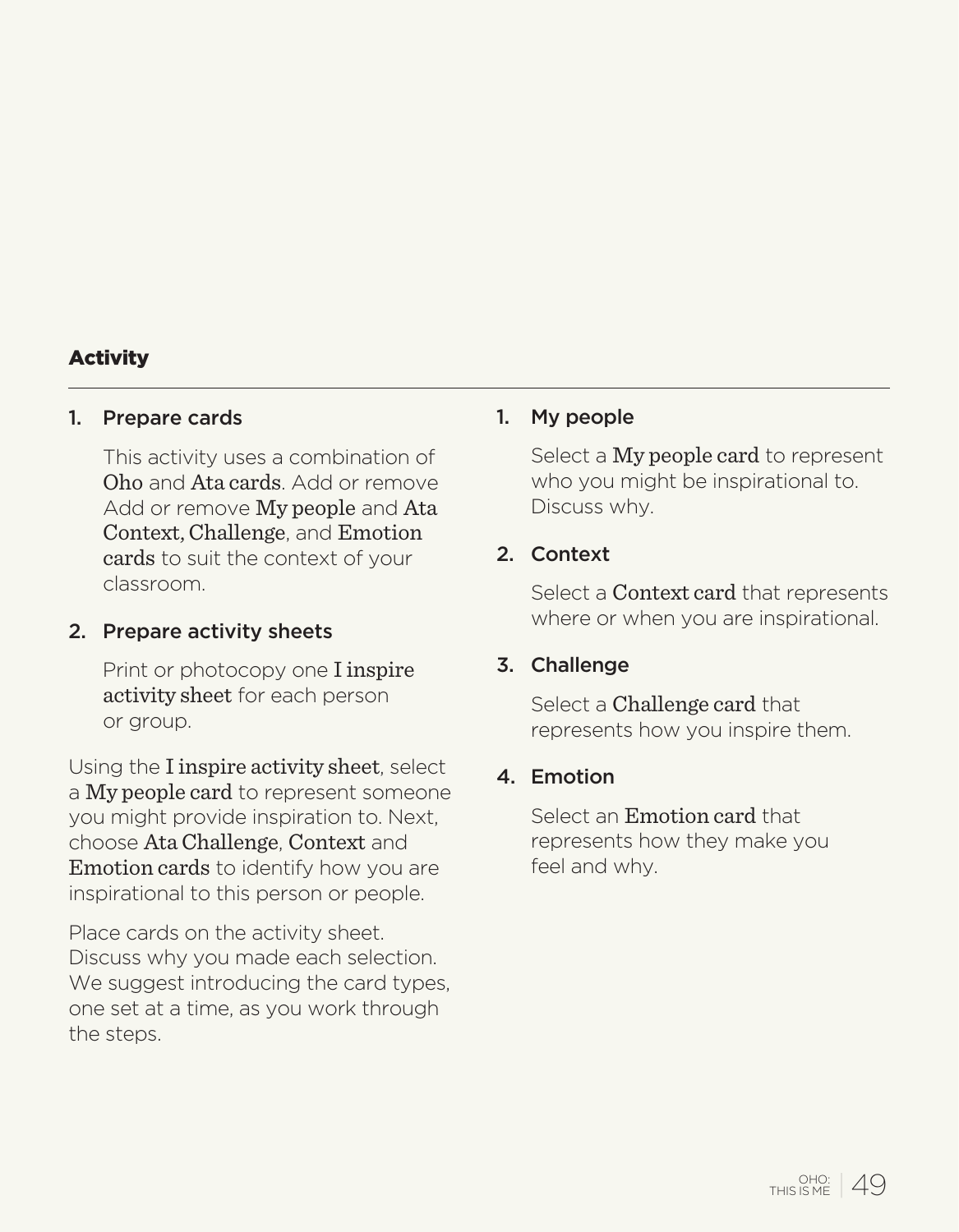**Activity**

1. **Prepare cards**

   This activity uses a combination of Oho and Ata cards. Add or remove Add or remove My people and Ata Context, Challenge, and Emotion cards to suit the context of your classroom.

2. **Prepare activity sheets**

   Print or photocopy one I inspire activity sheet for each person or group.

Using the I inspire activity sheet, select a My people card to represent someone you might provide inspiration to. Next, choose Ata Challenge, Context and Emotion cards to identify how you are inspirational to this person or people.

Place cards on the activity sheet. Discuss why you made each selection. We suggest introducing the card types, one set at a time, as you work through the steps.

1. **My people**

   Select a My people card to represent who you might be inspirational to. Discuss why.

2. **Context**

   Select a Context card that represents where or when you are inspirational.

3. **Challenge**

   Select a Challenge card that represents how you inspire them.

4. **Emotion**

   Select an Emotion card that represents how they make you feel and why.